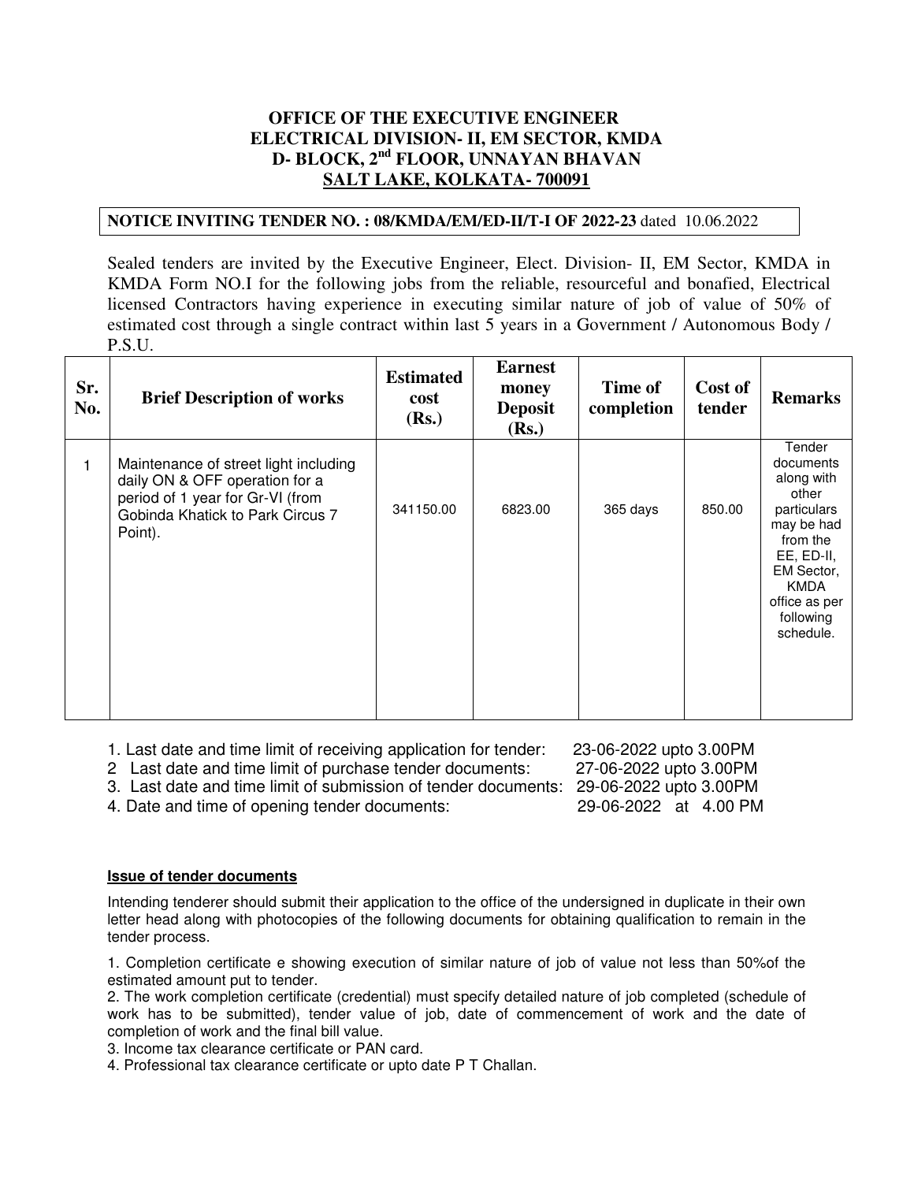# OFFICE OF THE EXECUTIVE ENGINEER
# ELECTRICAL DIVISION- II, EM SECTOR, KMDA
# D- BLOCK, 2nd FLOOR, UNNAYAN BHAVAN
# SALT LAKE, KOLKATA- 700091

**NOTICE INVITING TENDER NO. : 08/KMDA/EM/ED-II/T-I OF 2022-23** dated 10.06.2022

Sealed tenders are invited by the Executive Engineer, Elect. Division- II, EM Sector, KMDA in KMDA Form NO.I for the following jobs from the reliable, resourceful and bonafied, Electrical licensed Contractors having experience in executing similar nature of job of value of 50% of estimated cost through a single contract within last 5 years in a Government / Autonomous Body / P.S.U.

| Sr. No. | Brief Description of works | Estimated cost (Rs.) | Earnest money Deposit (Rs.) | Time of completion | Cost of tender | Remarks |
|---|---|---|---|---|---|---|
| 1 | Maintenance of street light including daily ON & OFF operation for a period of 1 year for Gr-VI (from Gobinda Khatick to Park Circus 7 Point). | 341150.00 | 6823.00 | 365 days | 850.00 | Tender documents along with other particulars may be had from the EE, ED-II, EM Sector, KMDA office as per following schedule. |

1. Last date and time limit of receiving application for tender: 23-06-2022 upto 3.00PM
2. Last date and time limit of purchase tender documents: 27-06-2022 upto 3.00PM
3. Last date and time limit of submission of tender documents: 29-06-2022 upto 3.00PM
4. Date and time of opening tender documents: 29-06-2022 at 4.00 PM

**Issue of tender documents**

Intending tenderer should submit their application to the office of the undersigned in duplicate in their own letter head along with photocopies of the following documents for obtaining qualification to remain in the tender process.

1. Completion certificate e showing execution of similar nature of job of value not less than 50%of the estimated amount put to tender.
2. The work completion certificate (credential) must specify detailed nature of job completed (schedule of work has to be submitted), tender value of job, date of commencement of work and the date of completion of work and the final bill value.
3. Income tax clearance certificate or PAN card.
4. Professional tax clearance certificate or upto date P T Challan.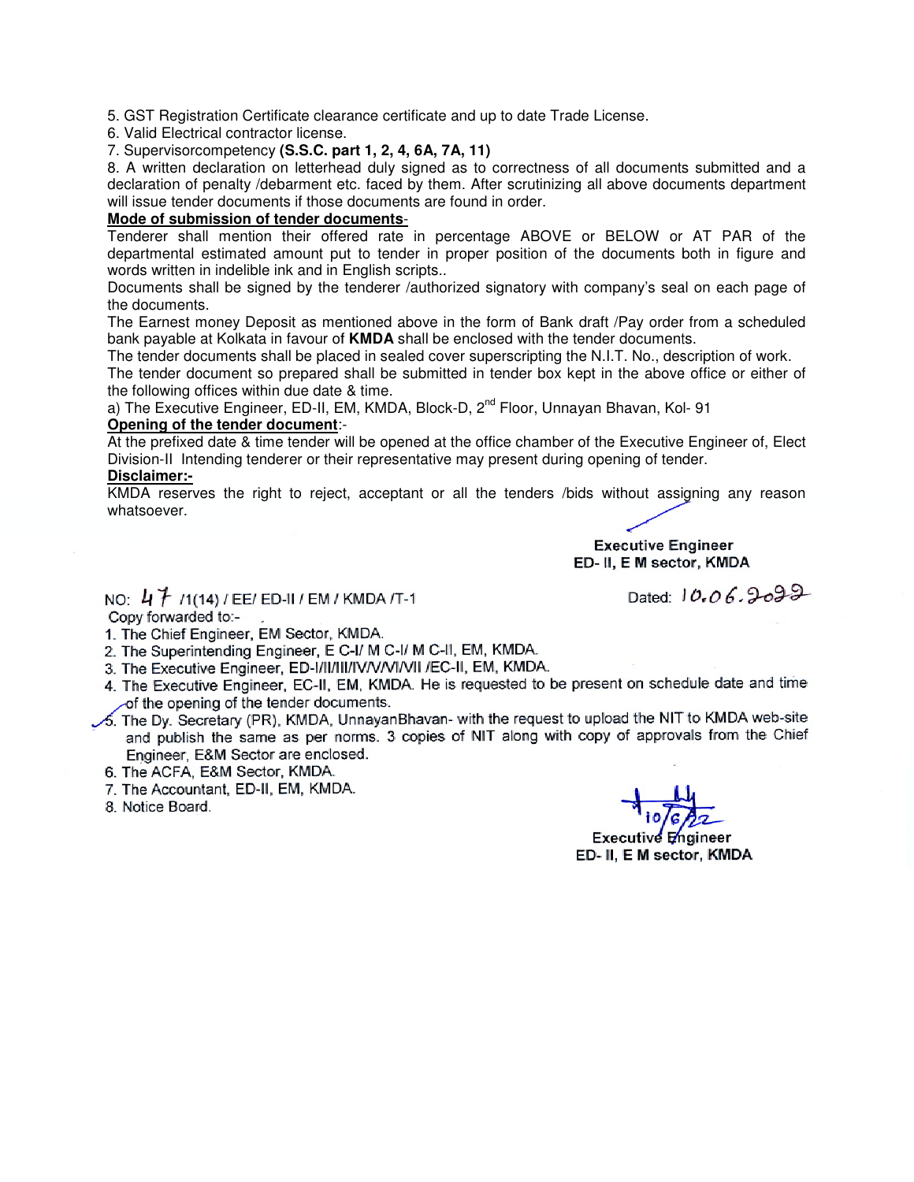5. GST Registration Certificate clearance certificate and up to date Trade License.
6. Valid Electrical contractor license.
7. Supervisorcompetency **(S.S.C. part 1, 2, 4, 6A, 7A, 11)**
8. A written declaration on letterhead duly signed as to correctness of all documents submitted and a declaration of penalty /debarment etc. faced by them. After scrutinizing all above documents department will issue tender documents if those documents are found in order.

**Mode of submission of tender documents**-

Tenderer shall mention their offered rate in percentage ABOVE or BELOW or AT PAR of the departmental estimated amount put to tender in proper position of the documents both in figure and words written in indelible ink and in English scripts..

Documents shall be signed by the tenderer /authorized signatory with company's seal on each page of the documents.

The Earnest money Deposit as mentioned above in the form of Bank draft /Pay order from a scheduled bank payable at Kolkata in favour of **KMDA** shall be enclosed with the tender documents.

The tender documents shall be placed in sealed cover superscripting the N.I.T. No., description of work.

The tender document so prepared shall be submitted in tender box kept in the above office or either of the following offices within due date & time.

a) The Executive Engineer, ED-II, EM, KMDA, Block-D, 2nd Floor, Unnayan Bhavan, Kol- 91

**Opening of the tender document**:-

At the prefixed date & time tender will be opened at the office chamber of the Executive Engineer of, Elect Division-II Intending tenderer or their representative may present during opening of tender.

**Disclaimer:-**

KMDA reserves the right to reject, acceptant or all the tenders /bids without assigning any reason whatsoever.

**Executive Engineer**
**ED- II, E M sector, KMDA**

NO: 47 /1(14) / EE/ ED-II / EM / KMDA /T-1 Dated: 10.06.2022

Copy forwarded to:-

1. The Chief Engineer, EM Sector, KMDA.
2. The Superintending Engineer, E C-I/ M C-I/ M C-II, EM, KMDA.
3. The Executive Engineer, ED-I/II/III/IV/V/VI/VII /EC-II, EM, KMDA.
4. The Executive Engineer, EC-II, EM, KMDA. He is requested to be present on schedule date and time of the opening of the tender documents.
5. The Dy. Secretary (PR), KMDA, UnnayanBhavan- with the request to upload the NIT to KMDA web-site and publish the same as per norms. 3 copies of NIT along with copy of approvals from the Chief Engineer, E&M Sector are enclosed.
6. The ACFA, E&M Sector, KMDA.
7. The Accountant, ED-II, EM, KMDA.
8. Notice Board.

10/6/22
Executive Engineer
ED- II, E M sector, KMDA